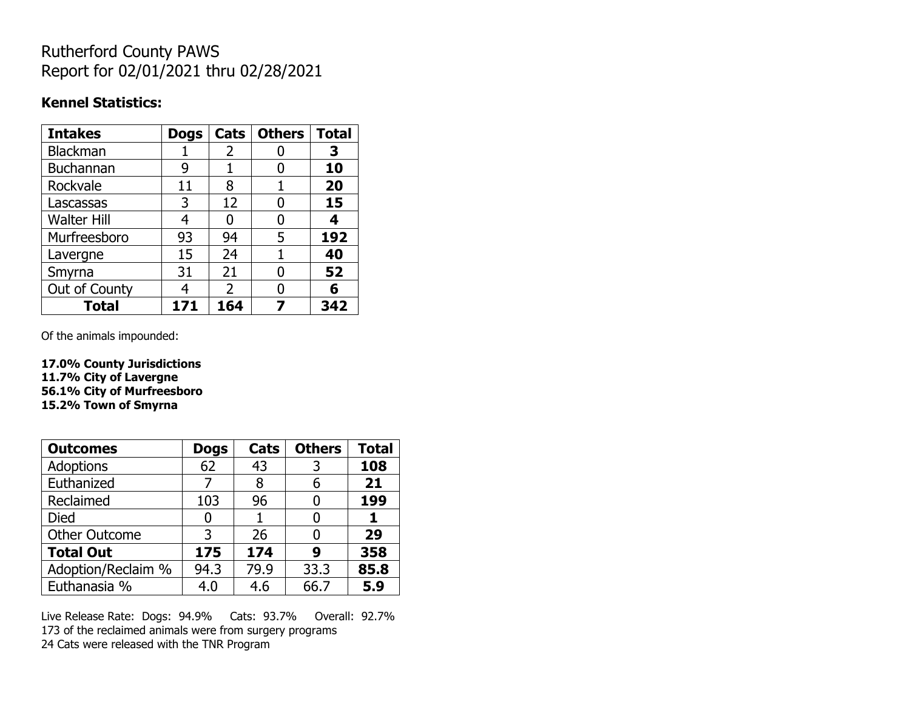# Rutherford County PAWS
# Report for 02/01/2021 thru 02/28/2021

**Kennel Statistics:**

| Intakes | Dogs | Cats | Others | Total |
|---|---|---|---|---|
| Blackman | 1 | 2 | 0 | **3** |
| Buchannan | 9 | 1 | 0 | **10** |
| Rockvale | 11 | 8 | 1 | **20** |
| Lascassas | 3 | 12 | 0 | **15** |
| Walter Hill | 4 | 0 | 0 | **4** |
| Murfreesboro | 93 | 94 | 5 | **192** |
| Lavergne | 15 | 24 | 1 | **40** |
| Smyrna | 31 | 21 | 0 | **52** |
| Out of County | 4 | 2 | 0 | **6** |
| **Total** | **171** | **164** | **7** | **342** |

Of the animals impounded:

**17.0% County Jurisdictions**
**11.7% City of Lavergne**
**56.1% City of Murfreesboro**
**15.2% Town of Smyrna**

| Outcomes | Dogs | Cats | Others | Total |
|---|---|---|---|---|
| Adoptions | 62 | 43 | 3 | **108** |
| Euthanized | 7 | 8 | 6 | **21** |
| Reclaimed | 103 | 96 | 0 | **199** |
| Died | 0 | 1 | 0 | **1** |
| Other Outcome | 3 | 26 | 0 | **29** |
| **Total Out** | **175** | **174** | **9** | **358** |
| Adoption/Reclaim % | 94.3 | 79.9 | 33.3 | **85.8** |
| Euthanasia % | 4.0 | 4.6 | 66.7 | **5.9** |

Live Release Rate: Dogs: 94.9% Cats: 93.7% Overall: 92.7%
173 of the reclaimed animals were from surgery programs
24 Cats were released with the TNR Program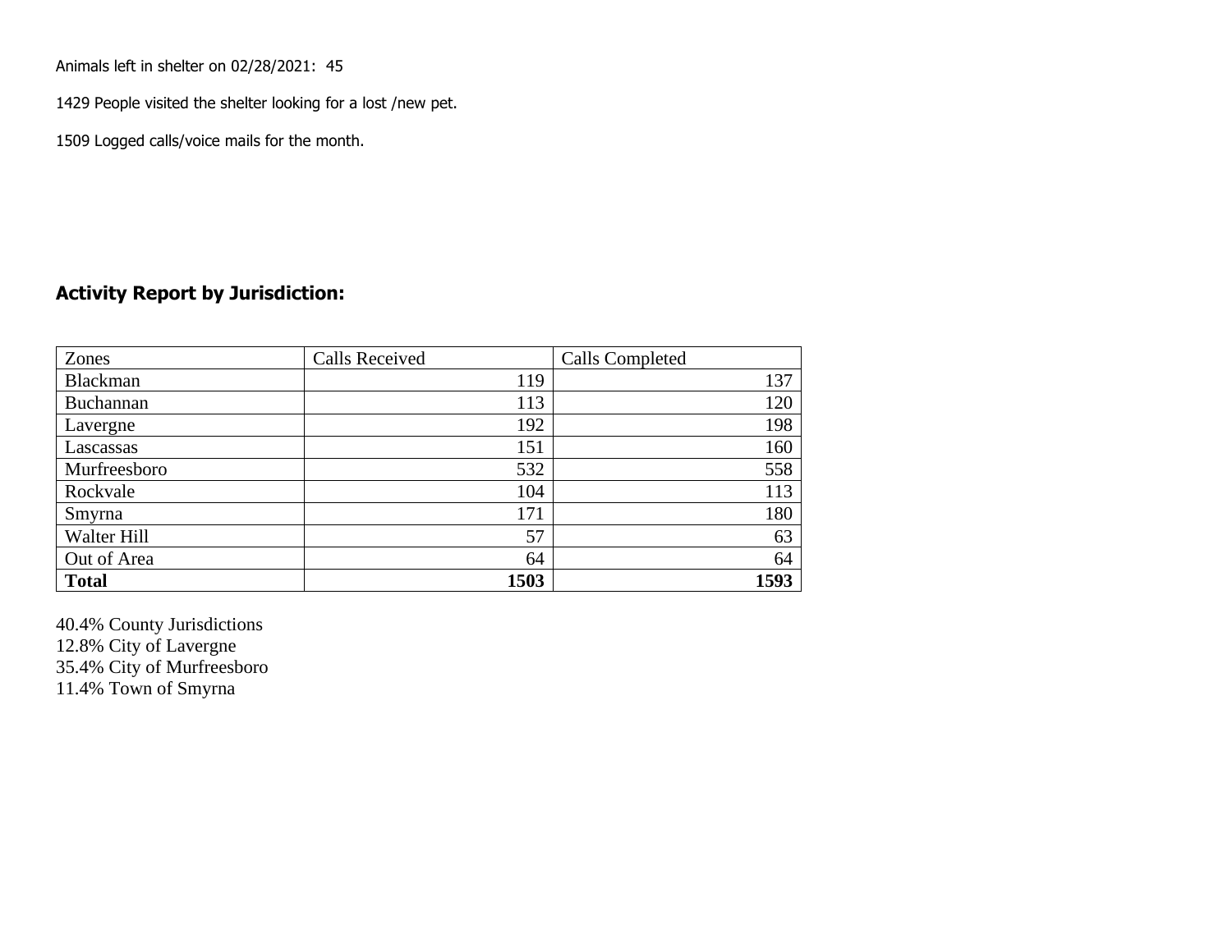Animals left in shelter on 02/28/2021: 45

1429 People visited the shelter looking for a lost /new pet.

1509 Logged calls/voice mails for the month.

## Activity Report by Jurisdiction:

| Zones | Calls Received | Calls Completed |
|---|---|---|
| Blackman | 119 | 137 |
| Buchannan | 113 | 120 |
| Lavergne | 192 | 198 |
| Lascassas | 151 | 160 |
| Murfreesboro | 532 | 558 |
| Rockvale | 104 | 113 |
| Smyrna | 171 | 180 |
| Walter Hill | 57 | 63 |
| Out of Area | 64 | 64 |
| **Total** | **1503** | **1593** |

40.4% County Jurisdictions
12.8% City of Lavergne
35.4% City of Murfreesboro
11.4% Town of Smyrna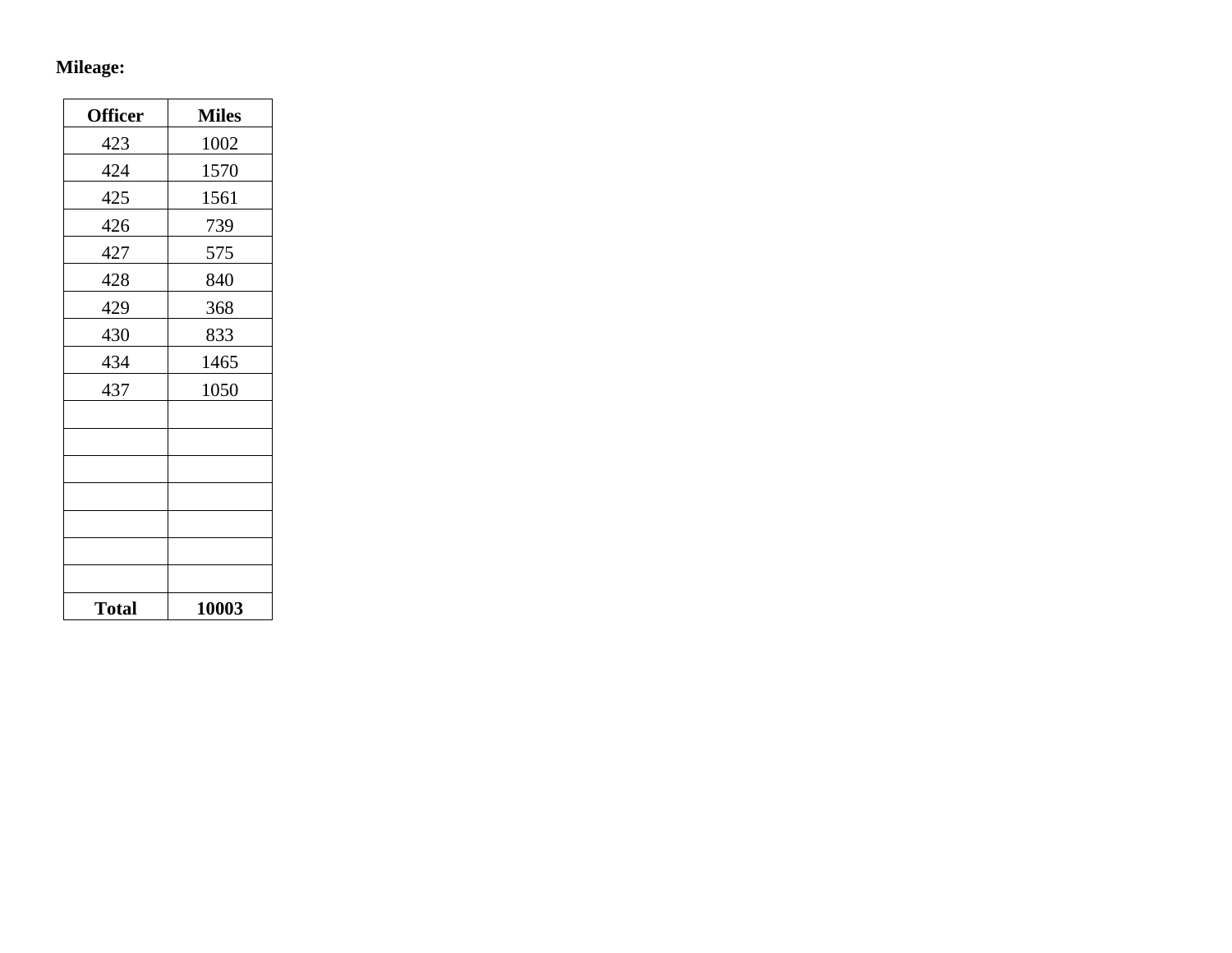**Mileage:**

| Officer | Miles |
|---|---|
| 423 | 1002 |
| 424 | 1570 |
| 425 | 1561 |
| 426 | 739 |
| 427 | 575 |
| 428 | 840 |
| 429 | 368 |
| 430 | 833 |
| 434 | 1465 |
| 437 | 1050 |
| | |
| | |
| | |
| | |
| | |
| | |
| | |
| **Total** | **10003** |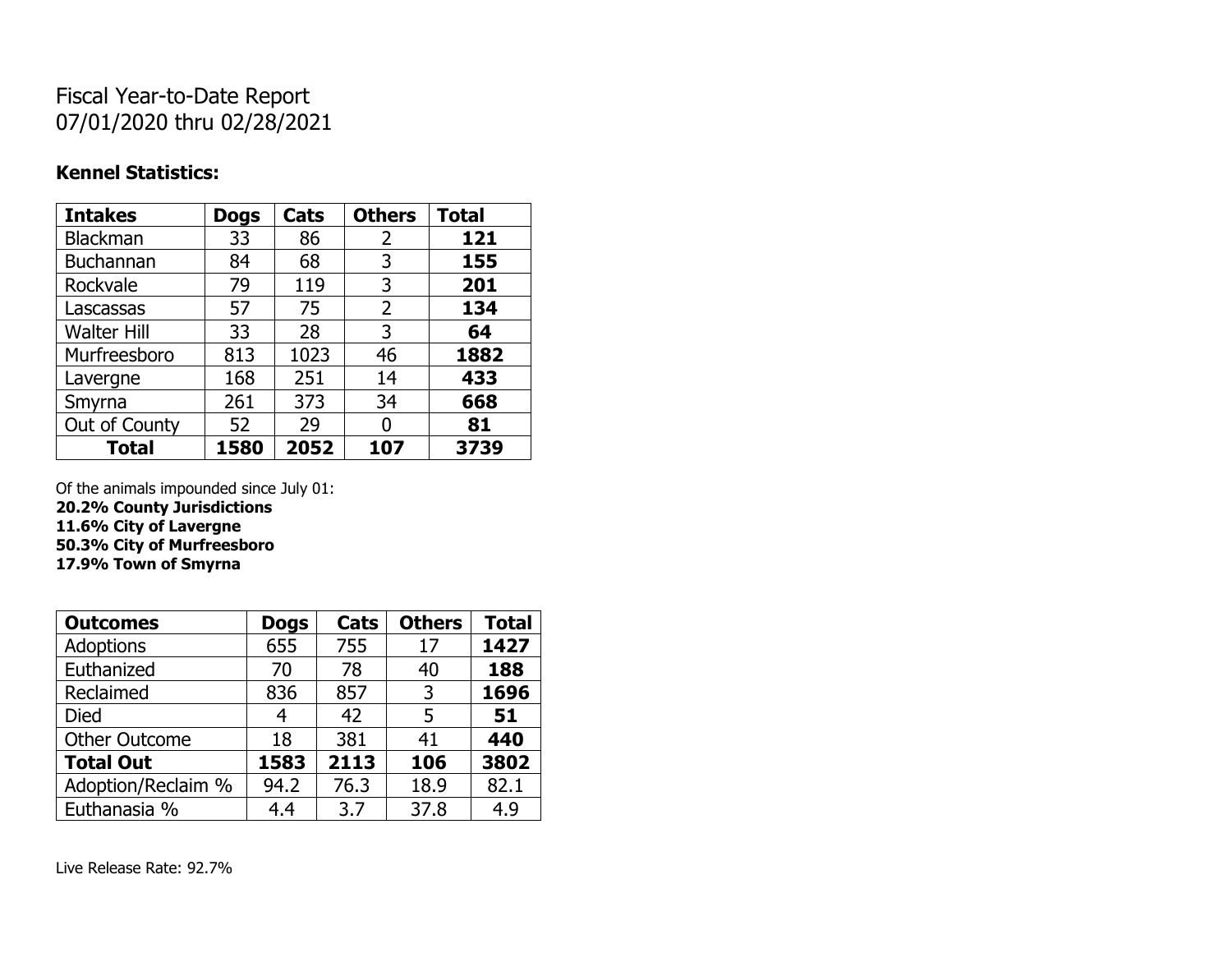# Fiscal Year-to-Date Report
07/01/2020 thru 02/28/2021

### Kennel Statistics:

| Intakes | Dogs | Cats | Others | Total |
|---|---|---|---|---|
| Blackman | 33 | 86 | 2 | **121** |
| Buchannan | 84 | 68 | 3 | **155** |
| Rockvale | 79 | 119 | 3 | **201** |
| Lascassas | 57 | 75 | 2 | **134** |
| Walter Hill | 33 | 28 | 3 | **64** |
| Murfreesboro | 813 | 1023 | 46 | **1882** |
| Lavergne | 168 | 251 | 14 | **433** |
| Smyrna | 261 | 373 | 34 | **668** |
| Out of County | 52 | 29 | 0 | **81** |
| **Total** | **1580** | **2052** | **107** | **3739** |

Of the animals impounded since July 01:
**20.2% County Jurisdictions**
**11.6% City of Lavergne**
**50.3% City of Murfreesboro**
**17.9% Town of Smyrna**

| Outcomes | Dogs | Cats | Others | Total |
|---|---|---|---|---|
| Adoptions | 655 | 755 | 17 | **1427** |
| Euthanized | 70 | 78 | 40 | **188** |
| Reclaimed | 836 | 857 | 3 | **1696** |
| Died | 4 | 42 | 5 | **51** |
| Other Outcome | 18 | 381 | 41 | **440** |
| **Total Out** | **1583** | **2113** | **106** | **3802** |
| Adoption/Reclaim % | 94.2 | 76.3 | 18.9 | 82.1 |
| Euthanasia % | 4.4 | 3.7 | 37.8 | 4.9 |

Live Release Rate: 92.7%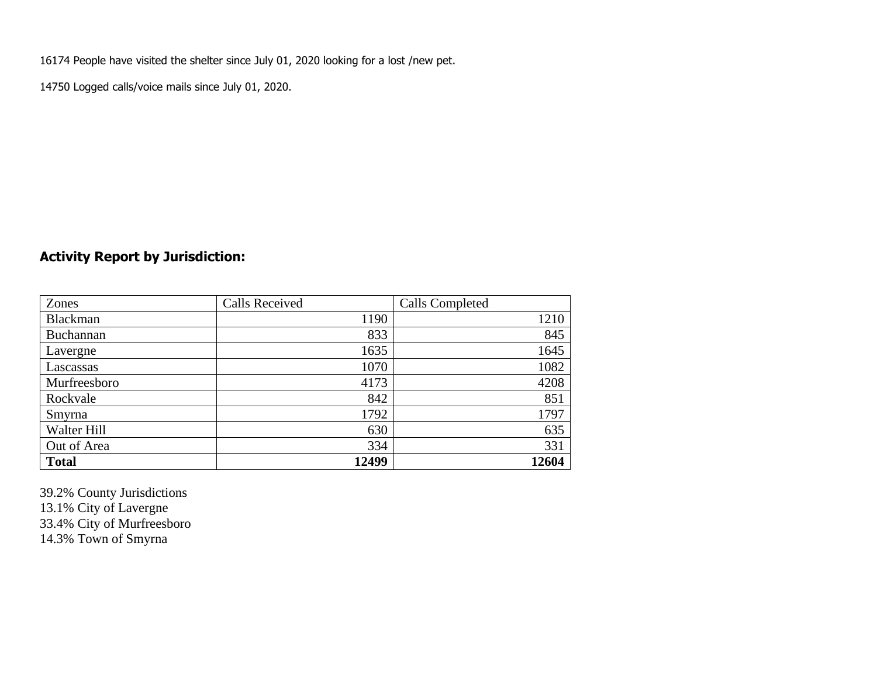16174 People have visited the shelter since July 01, 2020 looking for a lost /new pet.

14750 Logged calls/voice mails since July 01, 2020.

## Activity Report by Jurisdiction:

| Zones | Calls Received | Calls Completed |
|---|---|---|
| Blackman | 1190 | 1210 |
| Buchannan | 833 | 845 |
| Lavergne | 1635 | 1645 |
| Lascassas | 1070 | 1082 |
| Murfreesboro | 4173 | 4208 |
| Rockvale | 842 | 851 |
| Smyrna | 1792 | 1797 |
| Walter Hill | 630 | 635 |
| Out of Area | 334 | 331 |
| **Total** | **12499** | **12604** |

39.2% County Jurisdictions
13.1% City of Lavergne
33.4% City of Murfreesboro
14.3% Town of Smyrna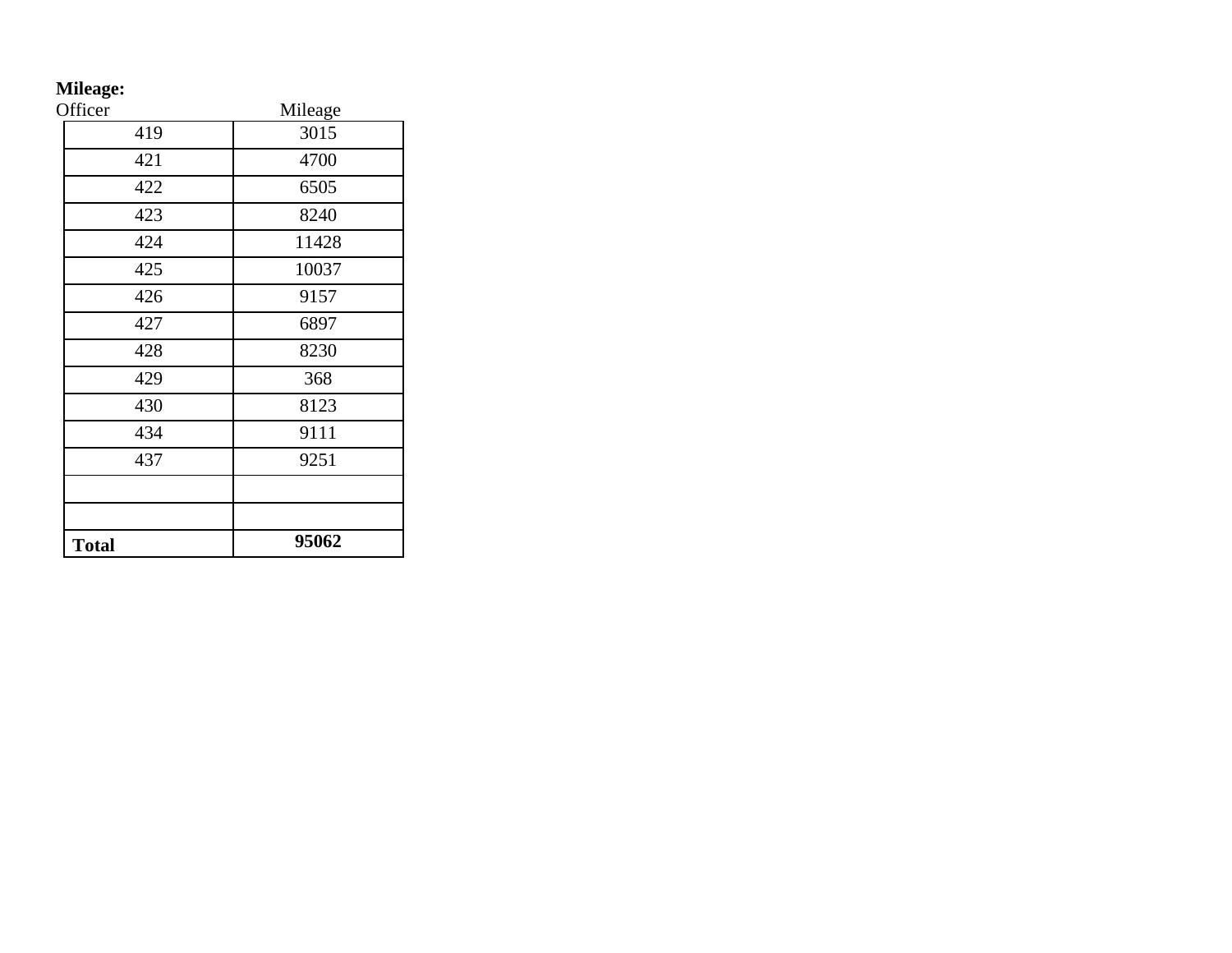**Mileage:**

| Officer | Mileage |
|---|---|
| 419 | 3015 |
| 421 | 4700 |
| 422 | 6505 |
| 423 | 8240 |
| 424 | 11428 |
| 425 | 10037 |
| 426 | 9157 |
| 427 | 6897 |
| 428 | 8230 |
| 429 | 368 |
| 430 | 8123 |
| 434 | 9111 |
| 437 | 9251 |
| | |
| | |
| **Total** | **95062** |